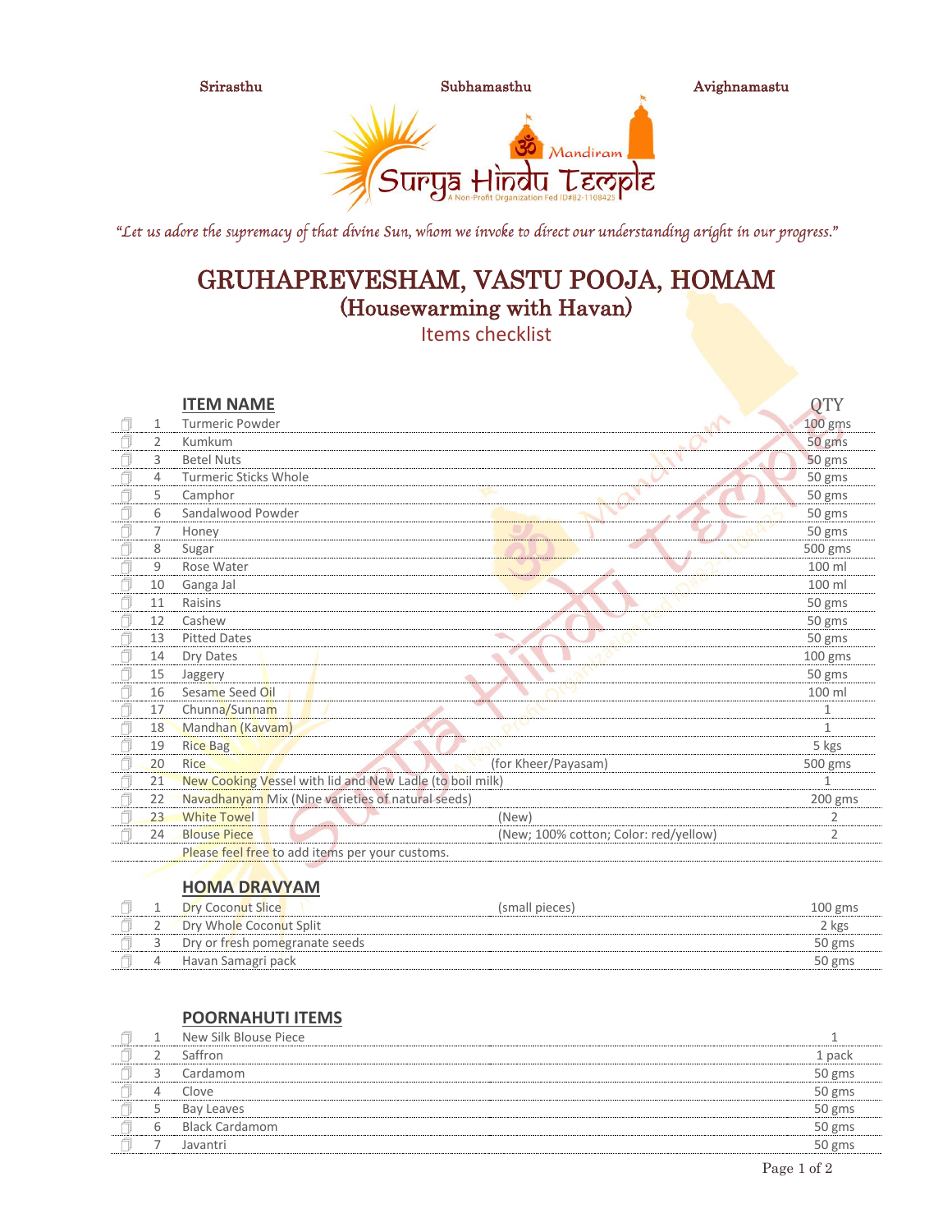Srirasthu Subhamasthu Avighnamastu

Surya Hindu Temple Mandiram

A Non-Profit Organization Fed ID#82-1108425

*"Let us adore the supremacy of that divine Sun, whom we invoke to direct our understanding aright in our progress."*

# GRUHAPREVESHAM, VASTU POOJA, HOMAM

## (Housewarming with Havan)

### Items checklist

| | # | ITEM NAME | | QTY |
|---|---|---|---|---|
| ☐ | 1 | Turmeric Powder | | 100 gms |
| ☐ | 2 | Kumkum | | 50 gms |
| ☐ | 3 | Betel Nuts | | 50 gms |
| ☐ | 4 | Turmeric Sticks Whole | | 50 gms |
| ☐ | 5 | Camphor | | 50 gms |
| ☐ | 6 | Sandalwood Powder | | 50 gms |
| ☐ | 7 | Honey | | 50 gms |
| ☐ | 8 | Sugar | | 500 gms |
| ☐ | 9 | Rose Water | | 100 ml |
| ☐ | 10 | Ganga Jal | | 100 ml |
| ☐ | 11 | Raisins | | 50 gms |
| ☐ | 12 | Cashew | | 50 gms |
| ☐ | 13 | Pitted Dates | | 50 gms |
| ☐ | 14 | Dry Dates | | 100 gms |
| ☐ | 15 | Jaggery | | 50 gms |
| ☐ | 16 | Sesame Seed Oil | | 100 ml |
| ☐ | 17 | Chunna/Sunnam | | 1 |
| ☐ | 18 | Mandhan (Kavvam) | | 1 |
| ☐ | 19 | Rice Bag | | 5 kgs |
| ☐ | 20 | Rice | (for Kheer/Payasam) | 500 gms |
| ☐ | 21 | New Cooking Vessel with lid and New Ladle (to boil milk) | | 1 |
| ☐ | 22 | Navadhanyam Mix (Nine varieties of natural seeds) | | 200 gms |
| ☐ | 23 | White Towel | (New) | 2 |
| ☐ | 24 | Blouse Piece | (New; 100% cotton; Color: red/yellow) | 2 |
| | | Please feel free to add items per your customs. | | |

### HOMA DRAVYAM

| | # | ITEM NAME | | QTY |
|---|---|---|---|---|
| ☐ | 1 | Dry Coconut Slice | (small pieces) | 100 gms |
| ☐ | 2 | Dry Whole Coconut Split | | 2 kgs |
| ☐ | 3 | Dry or fresh pomegranate seeds | | 50 gms |
| ☐ | 4 | Havan Samagri pack | | 50 gms |

### POORNAHUTI ITEMS

| | # | ITEM NAME | QTY |
|---|---|---|---|
| ☐ | 1 | New Silk Blouse Piece | 1 |
| ☐ | 2 | Saffron | 1 pack |
| ☐ | 3 | Cardamom | 50 gms |
| ☐ | 4 | Clove | 50 gms |
| ☐ | 5 | Bay Leaves | 50 gms |
| ☐ | 6 | Black Cardamom | 50 gms |
| ☐ | 7 | Javantri | 50 gms |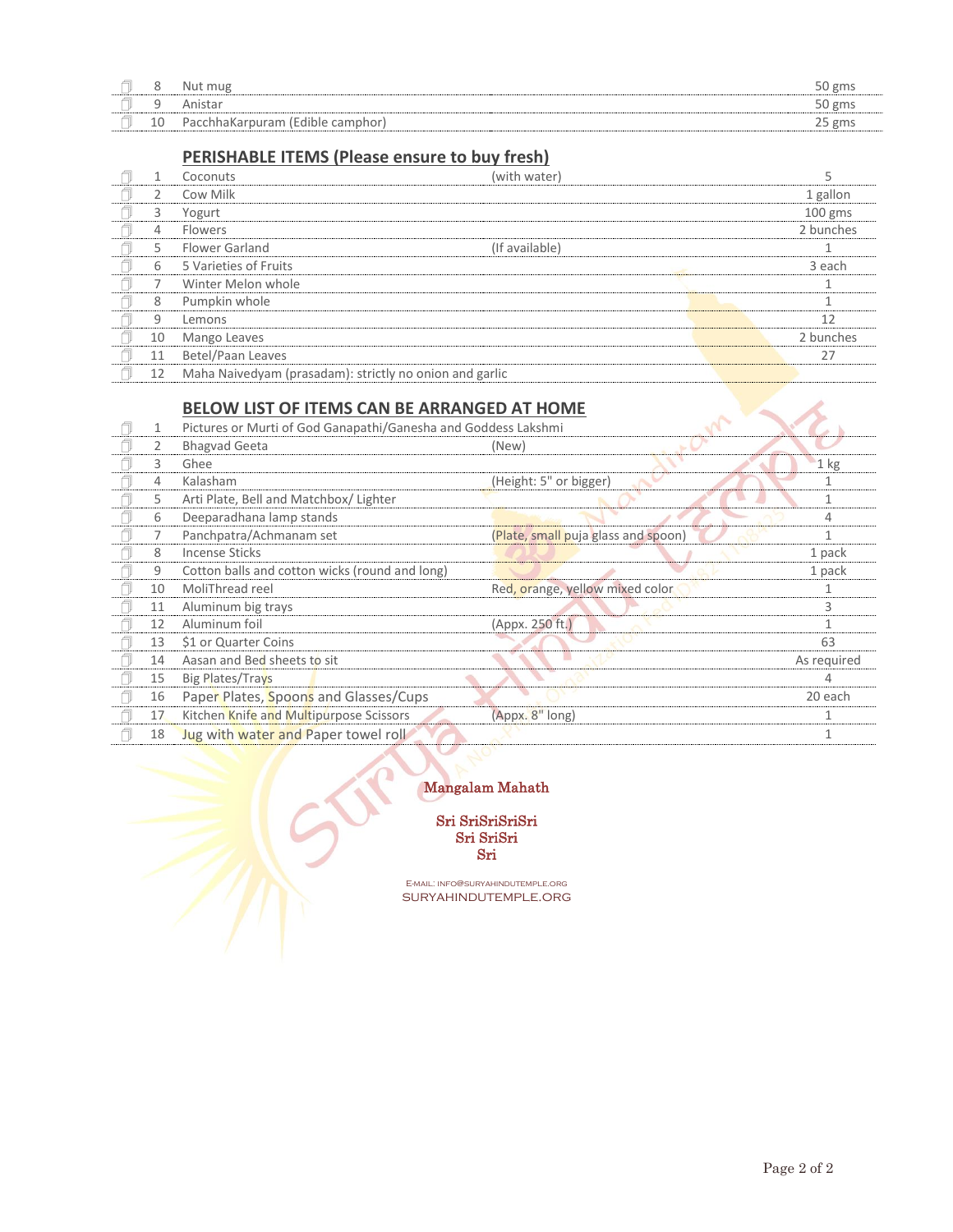| | | | |
|---|---|---|---|
| 8 | Nut mug | | 50 gms |
| 9 | Anistar | | 50 gms |
| 10 | PacchhaKarpuram (Edible camphor) | | 25 gms |

## PERISHABLE ITEMS (Please ensure to buy fresh)

| | | | |
|---|---|---|---|
| 1 | Coconuts | (with water) | 5 |
| 2 | Cow Milk | | 1 gallon |
| 3 | Yogurt | | 100 gms |
| 4 | Flowers | | 2 bunches |
| 5 | Flower Garland | (If available) | 1 |
| 6 | 5 Varieties of Fruits | | 3 each |
| 7 | Winter Melon whole | | 1 |
| 8 | Pumpkin whole | | 1 |
| 9 | Lemons | | 12 |
| 10 | Mango Leaves | | 2 bunches |
| 11 | Betel/Paan Leaves | | 27 |
| 12 | Maha Naivedyam (prasadam): strictly no onion and garlic | | |

## BELOW LIST OF ITEMS CAN BE ARRANGED AT HOME

| | | | |
|---|---|---|---|
| 1 | Pictures or Murti of God Ganapathi/Ganesha and Goddess Lakshmi | | |
| 2 | Bhagvad Geeta | (New) | |
| 3 | Ghee | | 1 kg |
| 4 | Kalasham | (Height: 5" or bigger) | 1 |
| 5 | Arti Plate, Bell and Matchbox/ Lighter | | 1 |
| 6 | Deeparadhana lamp stands | | 4 |
| 7 | Panchpatra/Achmanam set | (Plate, small puja glass and spoon) | 1 |
| 8 | Incense Sticks | | 1 pack |
| 9 | Cotton balls and cotton wicks (round and long) | | 1 pack |
| 10 | MoliThread reel | Red, orange, yellow mixed color | 1 |
| 11 | Aluminum big trays | | 3 |
| 12 | Aluminum foil | (Appx. 250 ft.) | 1 |
| 13 | $1 or Quarter Coins | | 63 |
| 14 | Aasan and Bed sheets to sit | | As required |
| 15 | Big Plates/Trays | | 4 |
| 16 | Paper Plates, Spoons and Glasses/Cups | | 20 each |
| 17 | Kitchen Knife and Multipurpose Scissors | (Appx. 8" long) | 1 |
| 18 | Jug with water and Paper towel roll | | 1 |

Mangalam Mahath

Sri SriSriSriSri
Sri SriSri
Sri

E-MAIL: INFO@SURYAHINDUTEMPLE.ORG
SURYAHINDUTEMPLE.ORG